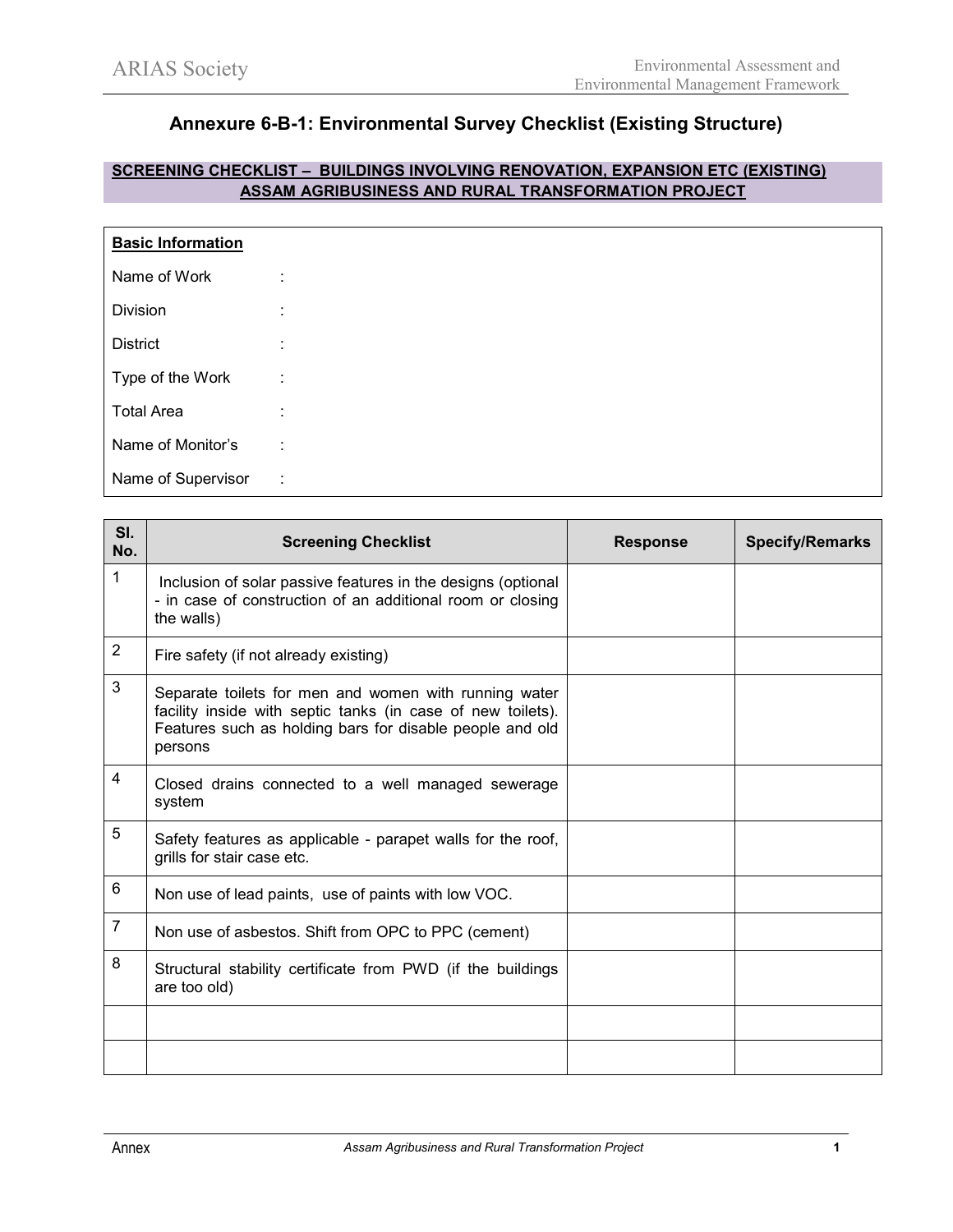# Annexure 6-B-1: Environmental Survey Checklist (Existing Structure)

**SCREENING CHECKLIST – BUILDINGS INVOLVING RENOVATION, EXPANSION ETC (EXISTING)**
**ASSAM AGRIBUSINESS AND RURAL TRANSFORMATION PROJECT**

**Basic Information**

Name of Work :

Division :

District :

Type of the Work :

Total Area :

Name of Monitor's :

Name of Supervisor :

| Sl. No. | Screening Checklist | Response | Specify/Remarks |
|---|---|---|---|
| 1 | Inclusion of solar passive features in the designs (optional - in case of construction of an additional room or closing the walls) | | |
| 2 | Fire safety (if not already existing) | | |
| 3 | Separate toilets for men and women with running water facility inside with septic tanks (in case of new toilets). Features such as holding bars for disable people and old persons | | |
| 4 | Closed drains connected to a well managed sewerage system | | |
| 5 | Safety features as applicable - parapet walls for the roof, grills for stair case etc. | | |
| 6 | Non use of lead paints, use of paints with low VOC. | | |
| 7 | Non use of asbestos. Shift from OPC to PPC (cement) | | |
| 8 | Structural stability certificate from PWD (if the buildings are too old) | | |
| | | | |
| | | | |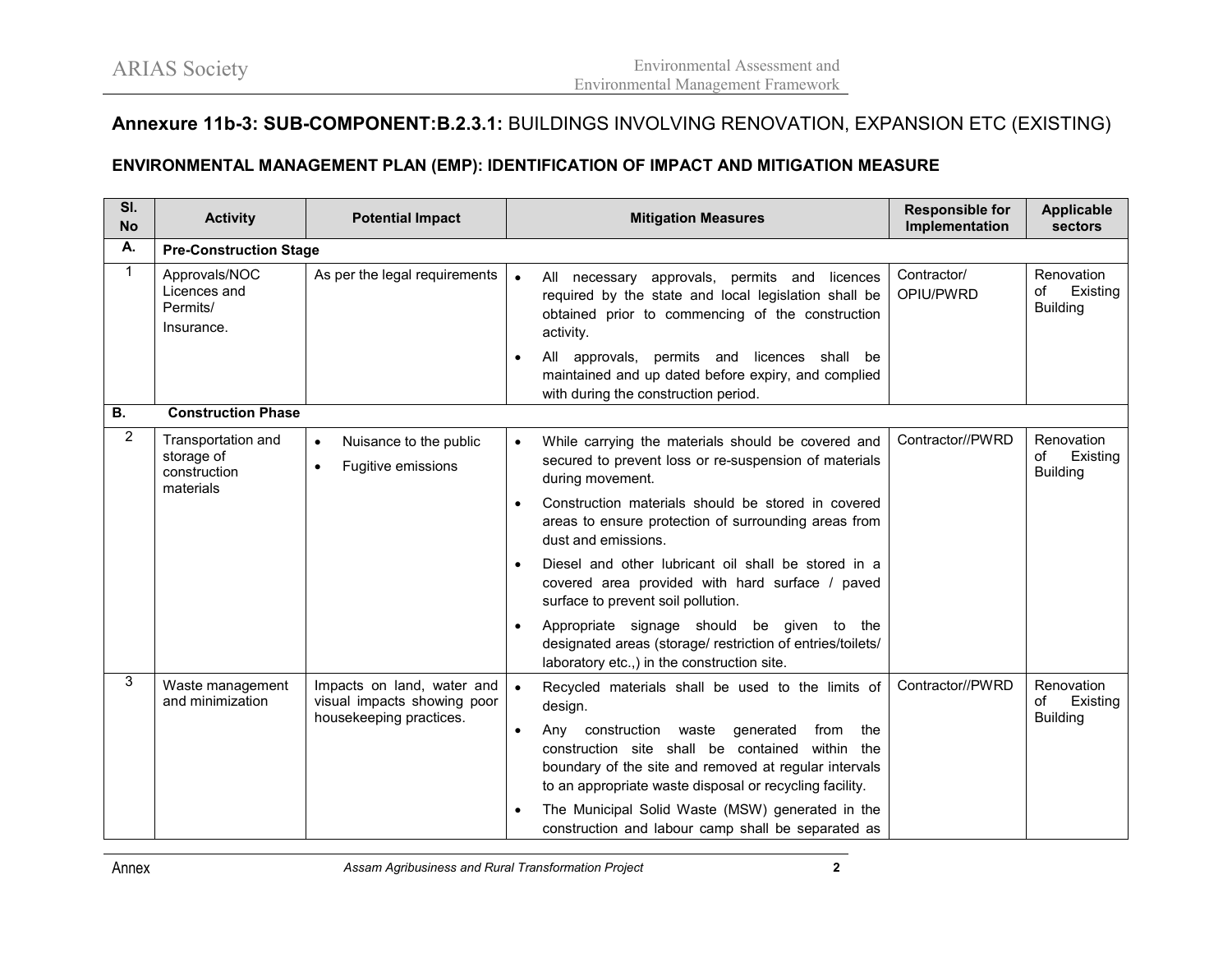## Annexure 11b-3: SUB-COMPONENT:B.2.3.1: BUILDINGS INVOLVING RENOVATION, EXPANSION ETC (EXISTING)

### ENVIRONMENTAL MANAGEMENT PLAN (EMP): IDENTIFICATION OF IMPACT AND MITIGATION MEASURE

| Sl. No | Activity | Potential Impact | Mitigation Measures | Responsible for Implementation | Applicable sectors |
|---|---|---|---|---|---|
| **A.** | **Pre-Construction Stage** | | | | |
| 1 | Approvals/NOC Licences and Permits/ Insurance. | As per the legal requirements | • All necessary approvals, permits and licences required by the state and local legislation shall be obtained prior to commencing of the construction activity.<br>• All approvals, permits and licences shall be maintained and up dated before expiry, and complied with during the construction period. | Contractor/ OPIU/PWRD | Renovation of Existing Building |
| **B.** | **Construction Phase** | | | | |
| 2 | Transportation and storage of construction materials | • Nuisance to the public<br>• Fugitive emissions | • While carrying the materials should be covered and secured to prevent loss or re-suspension of materials during movement.<br>• Construction materials should be stored in covered areas to ensure protection of surrounding areas from dust and emissions.<br>• Diesel and other lubricant oil shall be stored in a covered area provided with hard surface / paved surface to prevent soil pollution.<br>• Appropriate signage should be given to the designated areas (storage/ restriction of entries/toilets/ laboratory etc.,) in the construction site. | Contractor//PWRD | Renovation of Existing Building |
| 3 | Waste management and minimization | Impacts on land, water and visual impacts showing poor housekeeping practices. | • Recycled materials shall be used to the limits of design.<br>• Any construction waste generated from the construction site shall be contained within the boundary of the site and removed at regular intervals to an appropriate waste disposal or recycling facility.<br>• The Municipal Solid Waste (MSW) generated in the construction and labour camp shall be separated as | Contractor//PWRD | Renovation of Existing Building |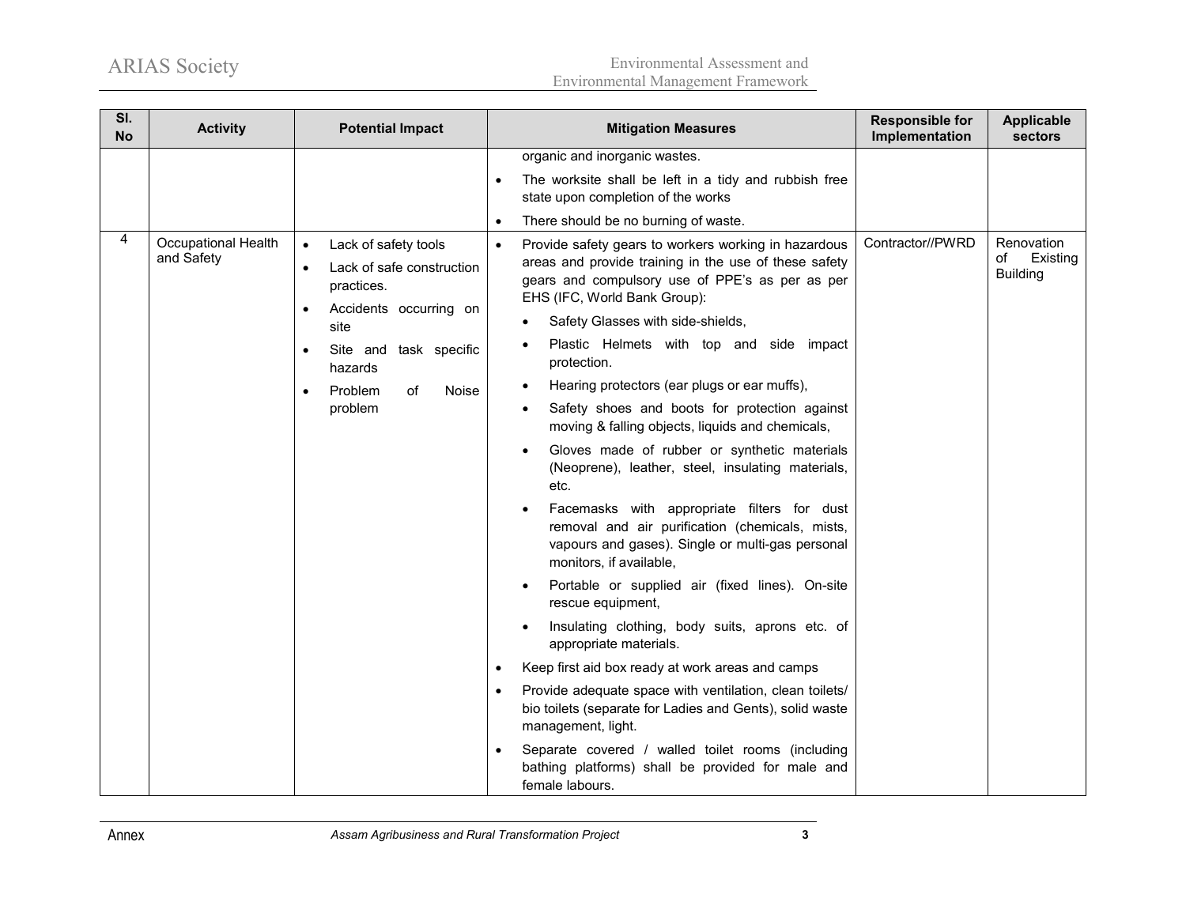| Sl. No | Activity | Potential Impact | Mitigation Measures | Responsible for Implementation | Applicable sectors |
|---|---|---|---|---|---|
| | | | organic and inorganic wastes.<br>• The worksite shall be left in a tidy and rubbish free state upon completion of the works<br>• There should be no burning of waste. | | |
| 4 | Occupational Health and Safety | • Lack of safety tools<br>• Lack of safe construction practices.<br>• Accidents occurring on site<br>• Site and task specific hazards<br>• Problem of Noise problem | • Provide safety gears to workers working in hazardous areas and provide training in the use of these safety gears and compulsory use of PPE's as per as per EHS (IFC, World Bank Group):<br>  ◦ Safety Glasses with side-shields,<br>  ◦ Plastic Helmets with top and side impact protection.<br>  ◦ Hearing protectors (ear plugs or ear muffs),<br>  ◦ Safety shoes and boots for protection against moving & falling objects, liquids and chemicals,<br>  ◦ Gloves made of rubber or synthetic materials (Neoprene), leather, steel, insulating materials, etc.<br>  ◦ Facemasks with appropriate filters for dust removal and air purification (chemicals, mists, vapours and gases). Single or multi-gas personal monitors, if available,<br>  ◦ Portable or supplied air (fixed lines). On-site rescue equipment,<br>  ◦ Insulating clothing, body suits, aprons etc. of appropriate materials.<br>• Keep first aid box ready at work areas and camps<br>• Provide adequate space with ventilation, clean toilets/ bio toilets (separate for Ladies and Gents), solid waste management, light.<br>• Separate covered / walled toilet rooms (including bathing platforms) shall be provided for male and female labours. | Contractor//PWRD | Renovation of Existing Building |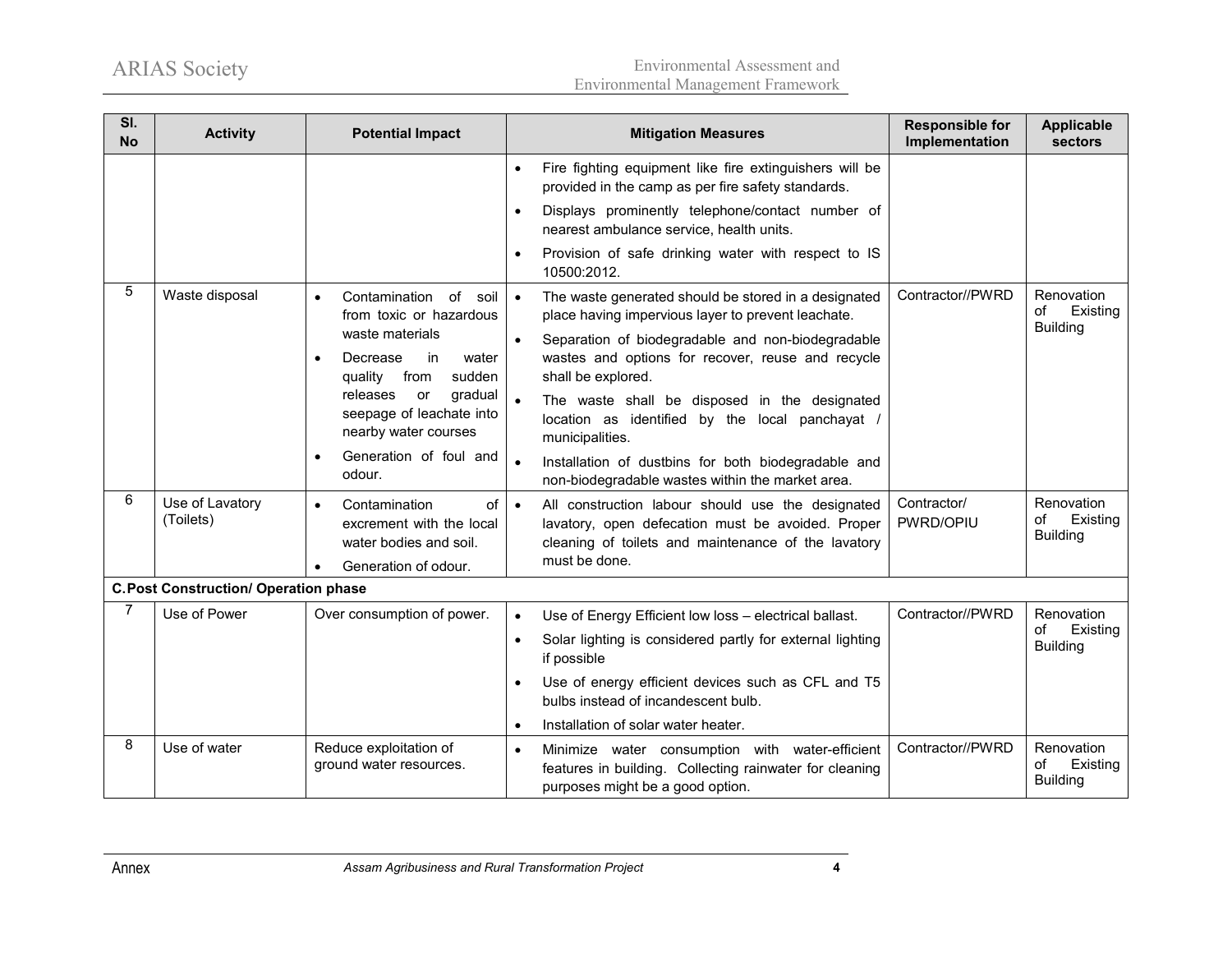| Sl. No | Activity | Potential Impact | Mitigation Measures | Responsible for Implementation | Applicable sectors |
|---|---|---|---|---|---|
| | | | • Fire fighting equipment like fire extinguishers will be provided in the camp as per fire safety standards.<br>• Displays prominently telephone/contact number of nearest ambulance service, health units.<br>• Provision of safe drinking water with respect to IS 10500:2012. | | |
| 5 | Waste disposal | • Contamination of soil from toxic or hazardous waste materials<br>• Decrease in water quality from sudden releases or gradual seepage of leachate into nearby water courses<br>• Generation of foul and odour. | • The waste generated should be stored in a designated place having impervious layer to prevent leachate.<br>• Separation of biodegradable and non-biodegradable wastes and options for recover, reuse and recycle shall be explored.<br>• The waste shall be disposed in the designated location as identified by the local panchayat / municipalities.<br>• Installation of dustbins for both biodegradable and non-biodegradable wastes within the market area. | Contractor//PWRD | Renovation of Existing Building |
| 6 | Use of Lavatory (Toilets) | • Contamination of excrement with the local water bodies and soil.<br>• Generation of odour. | • All construction labour should use the designated lavatory, open defecation must be avoided. Proper cleaning of toilets and maintenance of the lavatory must be done. | Contractor/ PWRD/OPIU | Renovation of Existing Building |
| **C. Post Construction/ Operation phase** | | | | | |
| 7 | Use of Power | Over consumption of power. | • Use of Energy Efficient low loss – electrical ballast.<br>• Solar lighting is considered partly for external lighting if possible<br>• Use of energy efficient devices such as CFL and T5 bulbs instead of incandescent bulb.<br>• Installation of solar water heater. | Contractor//PWRD | Renovation of Existing Building |
| 8 | Use of water | Reduce exploitation of ground water resources. | • Minimize water consumption with water-efficient features in building. Collecting rainwater for cleaning purposes might be a good option. | Contractor//PWRD | Renovation of Existing Building |